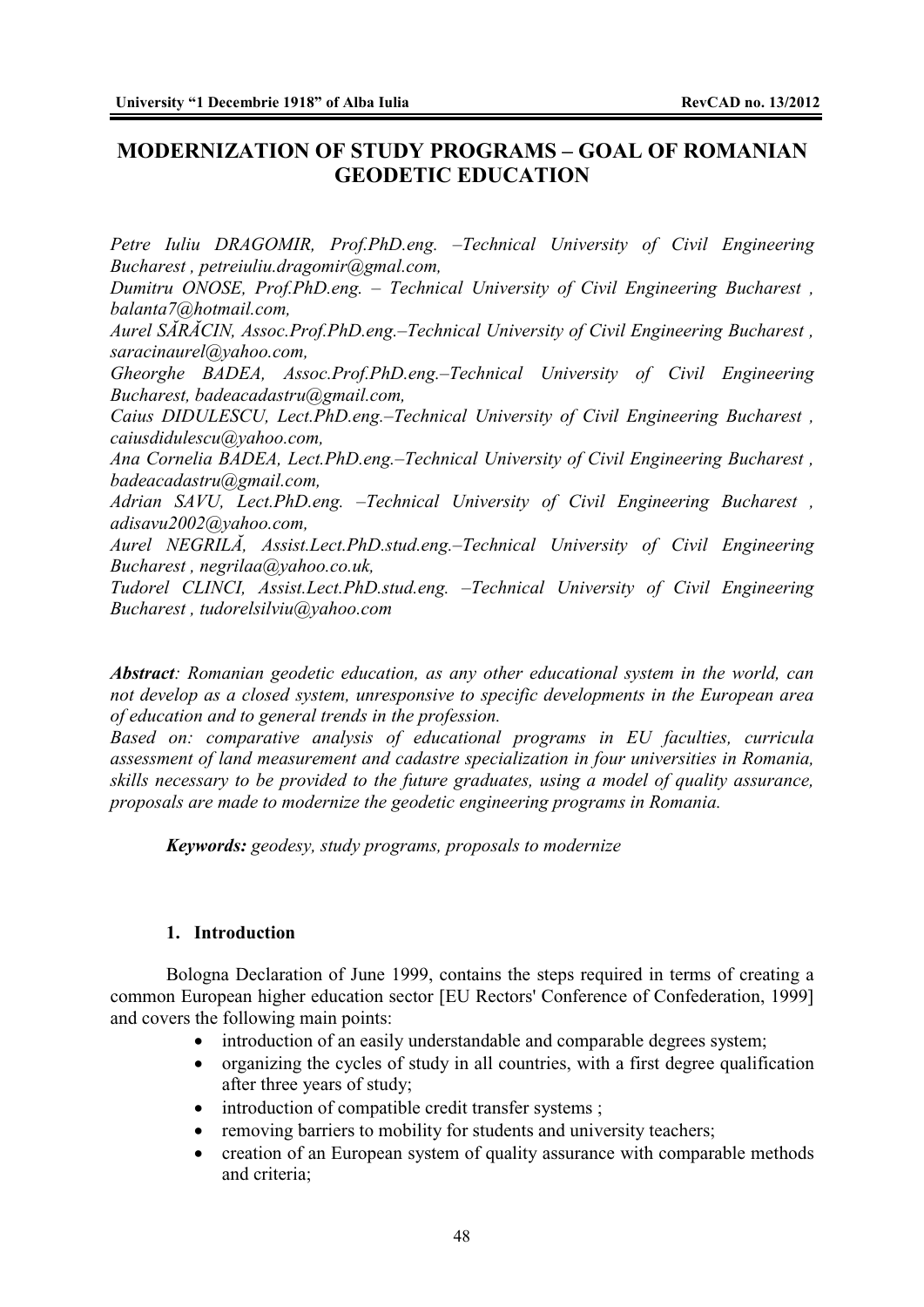# MODERNIZATION OF STUDY PROGRAMS – GOAL OF ROMANIAN GEODETIC EDUCATION

*Petre Iuliu DRAGOMIR, Prof.PhD.eng. –Technical University of Civil Engineering Bucharest , petreiuliu.dragomir@gmal.com,*
*Dumitru ONOSE, Prof.PhD.eng. – Technical University of Civil Engineering Bucharest , balanta7@hotmail.com,*
*Aurel SĂRĂCIN, Assoc.Prof.PhD.eng.–Technical University of Civil Engineering Bucharest , saracinaurel@yahoo.com,*
*Gheorghe BADEA, Assoc.Prof.PhD.eng.–Technical University of Civil Engineering Bucharest, badeacadastru@gmail.com,*
*Caius DIDULESCU, Lect.PhD.eng.–Technical University of Civil Engineering Bucharest , caiusdidulescu@yahoo.com,*
*Ana Cornelia BADEA, Lect.PhD.eng.–Technical University of Civil Engineering Bucharest , badeacadastru@gmail.com,*
*Adrian SAVU, Lect.PhD.eng. –Technical University of Civil Engineering Bucharest , adisavu2002@yahoo.com,*
*Aurel NEGRILĂ, Assist.Lect.PhD.stud.eng.–Technical University of Civil Engineering Bucharest , negrilaa@yahoo.co.uk,*
*Tudorel CLINCI, Assist.Lect.PhD.stud.eng. –Technical University of Civil Engineering Bucharest , tudorelsilviu@yahoo.com*

***Abstract**: Romanian geodetic education, as any other educational system in the world, can not develop as a closed system, unresponsive to specific developments in the European area of education and to general trends in the profession.*
*Based on: comparative analysis of educational programs in EU faculties, curricula assessment of land measurement and cadastre specialization in four universities in Romania, skills necessary to be provided to the future graduates, using a model of quality assurance, proposals are made to modernize the geodetic engineering programs in Romania.*

***Keywords:** geodesy, study programs, proposals to modernize*

## 1. Introduction

Bologna Declaration of June 1999, contains the steps required in terms of creating a common European higher education sector [EU Rectors' Conference of Confederation, 1999] and covers the following main points:

- introduction of an easily understandable and comparable degrees system;
- organizing the cycles of study in all countries, with a first degree qualification after three years of study;
- introduction of compatible credit transfer systems ;
- removing barriers to mobility for students and university teachers;
- creation of an European system of quality assurance with comparable methods and criteria;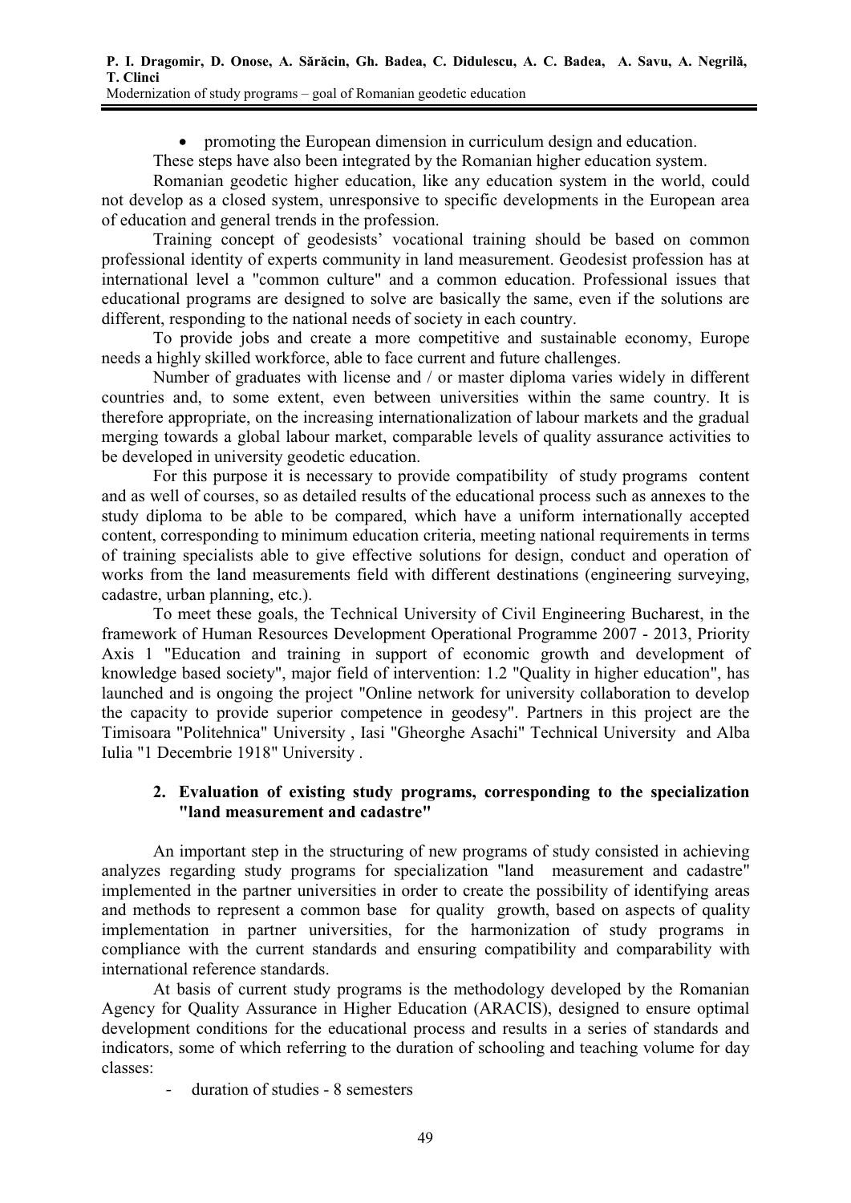- promoting the European dimension in curriculum design and education.

These steps have also been integrated by the Romanian higher education system.

Romanian geodetic higher education, like any education system in the world, could not develop as a closed system, unresponsive to specific developments in the European area of education and general trends in the profession.

Training concept of geodesists' vocational training should be based on common professional identity of experts community in land measurement. Geodesist profession has at international level a "common culture" and a common education. Professional issues that educational programs are designed to solve are basically the same, even if the solutions are different, responding to the national needs of society in each country.

To provide jobs and create a more competitive and sustainable economy, Europe needs a highly skilled workforce, able to face current and future challenges.

Number of graduates with license and / or master diploma varies widely in different countries and, to some extent, even between universities within the same country. It is therefore appropriate, on the increasing internationalization of labour markets and the gradual merging towards a global labour market, comparable levels of quality assurance activities to be developed in university geodetic education.

For this purpose it is necessary to provide compatibility of study programs content and as well of courses, so as detailed results of the educational process such as annexes to the study diploma to be able to be compared, which have a uniform internationally accepted content, corresponding to minimum education criteria, meeting national requirements in terms of training specialists able to give effective solutions for design, conduct and operation of works from the land measurements field with different destinations (engineering surveying, cadastre, urban planning, etc.).

To meet these goals, the Technical University of Civil Engineering Bucharest, in the framework of Human Resources Development Operational Programme 2007 - 2013, Priority Axis 1 "Education and training in support of economic growth and development of knowledge based society", major field of intervention: 1.2 "Quality in higher education", has launched and is ongoing the project "Online network for university collaboration to develop the capacity to provide superior competence in geodesy". Partners in this project are the Timisoara "Politehnica" University , Iasi "Gheorghe Asachi" Technical University and Alba Iulia "1 Decembrie 1918" University .

## 2. Evaluation of existing study programs, corresponding to the specialization "land measurement and cadastre"

An important step in the structuring of new programs of study consisted in achieving analyzes regarding study programs for specialization "land measurement and cadastre" implemented in the partner universities in order to create the possibility of identifying areas and methods to represent a common base for quality growth, based on aspects of quality implementation in partner universities, for the harmonization of study programs in compliance with the current standards and ensuring compatibility and comparability with international reference standards.

At basis of current study programs is the methodology developed by the Romanian Agency for Quality Assurance in Higher Education (ARACIS), designed to ensure optimal development conditions for the educational process and results in a series of standards and indicators, some of which referring to the duration of schooling and teaching volume for day classes:

- duration of studies - 8 semesters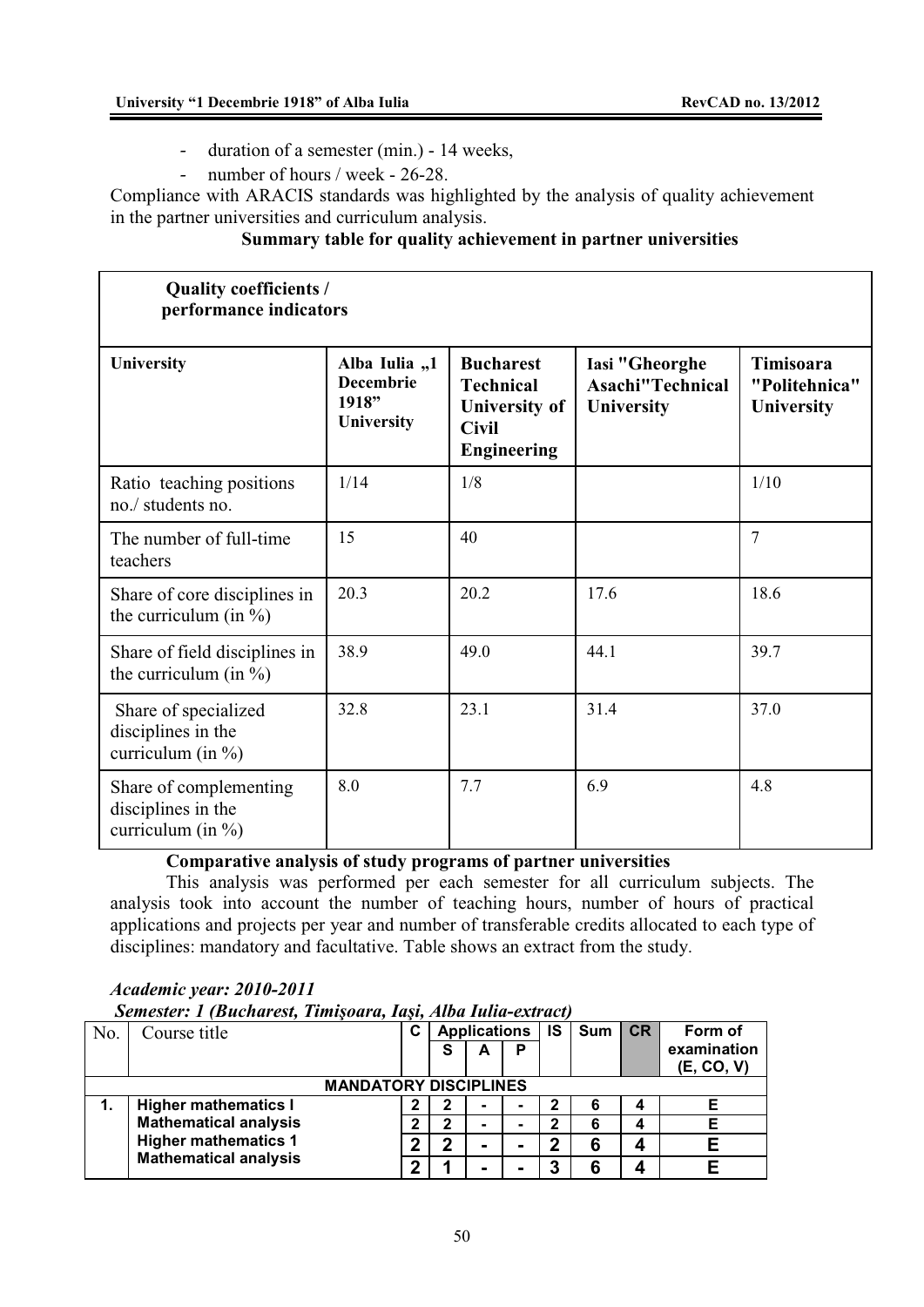- duration of a semester (min.) - 14 weeks,
- number of hours / week - 26-28.

Compliance with ARACIS standards was highlighted by the analysis of quality achievement in the partner universities and curriculum analysis.

**Summary table for quality achievement in partner universities**

| **Quality coefficients / performance indicators** | | | | |
|---|---|---|---|---|
| **University** | **Alba Iulia „1 Decembrie 1918" University** | **Bucharest Technical University of Civil Engineering** | **Iasi "Gheorghe Asachi"Technical University** | **Timisoara "Politehnica" University** |
| Ratio teaching positions no./ students no. | 1/14 | 1/8 | | 1/10 |
| The number of full-time teachers | 15 | 40 | | 7 |
| Share of core disciplines in the curriculum (in %) | 20.3 | 20.2 | 17.6 | 18.6 |
| Share of field disciplines in the curriculum (in %) | 38.9 | 49.0 | 44.1 | 39.7 |
| Share of specialized disciplines in the curriculum (in %) | 32.8 | 23.1 | 31.4 | 37.0 |
| Share of complementing disciplines in the curriculum (in %) | 8.0 | 7.7 | 6.9 | 4.8 |

**Comparative analysis of study programs of partner universities**

This analysis was performed per each semester for all curriculum subjects. The analysis took into account the number of teaching hours, number of hours of practical applications and projects per year and number of transferable credits allocated to each type of disciplines: mandatory and facultative. Table shows an extract from the study.

***Academic year: 2010-2011***

***Semester: 1 (Bucharest, Timişoara, Iaşi, Alba Iulia-extract)***

| No. | Course title | C | Applications | | | IS | Sum | CR | Form of examination (E, CO, V) |
|---|---|---|---|---|---|---|---|---|---|
| | | | S | A | P | | | | |
| **MANDATORY DISCIPLINES** | | | | | | | | | |
| **1.** | **Higher mathematics I** | **2** | **2** | **-** | **-** | **2** | **6** | **4** | **E** |
| | **Mathematical analysis** | **2** | **2** | **-** | **-** | **2** | **6** | **4** | **E** |
| | **Higher mathematics 1** | **2** | **2** | **-** | **-** | **2** | **6** | **4** | **E** |
| | **Mathematical analysis** | **2** | **1** | **-** | **-** | **3** | **6** | **4** | **E** |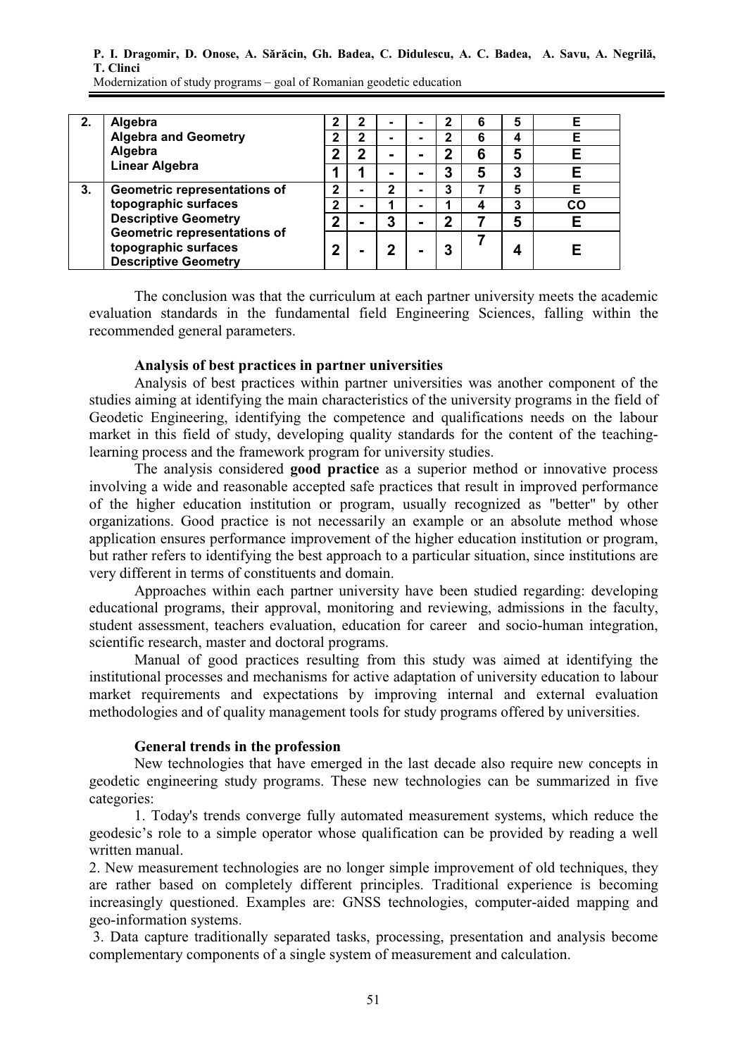| 2. | Algebra<br>Algebra and Geometry<br>Algebra<br>Linear Algebra | 2 | 2 | - | - | 2 | 6 | 5 | E |
|---|---|---|---|---|---|---|---|---|---|
| | | 2 | 2 | - | - | 2 | 6 | 4 | E |
| | | 2 | 2 | - | - | 2 | 6 | 5 | E |
| | | 1 | 1 | - | - | 3 | 5 | 3 | E |
| 3. | Geometric representations of topographic surfaces<br>Descriptive Geometry<br>Geometric representations of topographic surfaces<br>Descriptive Geometry | 2 | - | 2 | - | 3 | 7 | 5 | E |
| | | 2 | - | 1 | - | 1 | 4 | 3 | CO |
| | | 2 | - | 3 | - | 2 | 7 | 5 | E |
| | | 2 | - | 2 | - | 3 | 7 | 4 | E |

The conclusion was that the curriculum at each partner university meets the academic evaluation standards in the fundamental field Engineering Sciences, falling within the recommended general parameters.

### Analysis of best practices in partner universities

Analysis of best practices within partner universities was another component of the studies aiming at identifying the main characteristics of the university programs in the field of Geodetic Engineering, identifying the competence and qualifications needs on the labour market in this field of study, developing quality standards for the content of the teaching-learning process and the framework program for university studies.

The analysis considered **good practice** as a superior method or innovative process involving a wide and reasonable accepted safe practices that result in improved performance of the higher education institution or program, usually recognized as "better" by other organizations. Good practice is not necessarily an example or an absolute method whose application ensures performance improvement of the higher education institution or program, but rather refers to identifying the best approach to a particular situation, since institutions are very different in terms of constituents and domain.

Approaches within each partner university have been studied regarding: developing educational programs, their approval, monitoring and reviewing, admissions in the faculty, student assessment, teachers evaluation, education for career and socio-human integration, scientific research, master and doctoral programs.

Manual of good practices resulting from this study was aimed at identifying the institutional processes and mechanisms for active adaptation of university education to labour market requirements and expectations by improving internal and external evaluation methodologies and of quality management tools for study programs offered by universities.

### General trends in the profession

New technologies that have emerged in the last decade also require new concepts in geodetic engineering study programs. These new technologies can be summarized in five categories:

1. Today's trends converge fully automated measurement systems, which reduce the geodesic's role to a simple operator whose qualification can be provided by reading a well written manual.
2. New measurement technologies are no longer simple improvement of old techniques, they are rather based on completely different principles. Traditional experience is becoming increasingly questioned. Examples are: GNSS technologies, computer-aided mapping and geo-information systems.
3. Data capture traditionally separated tasks, processing, presentation and analysis become complementary components of a single system of measurement and calculation.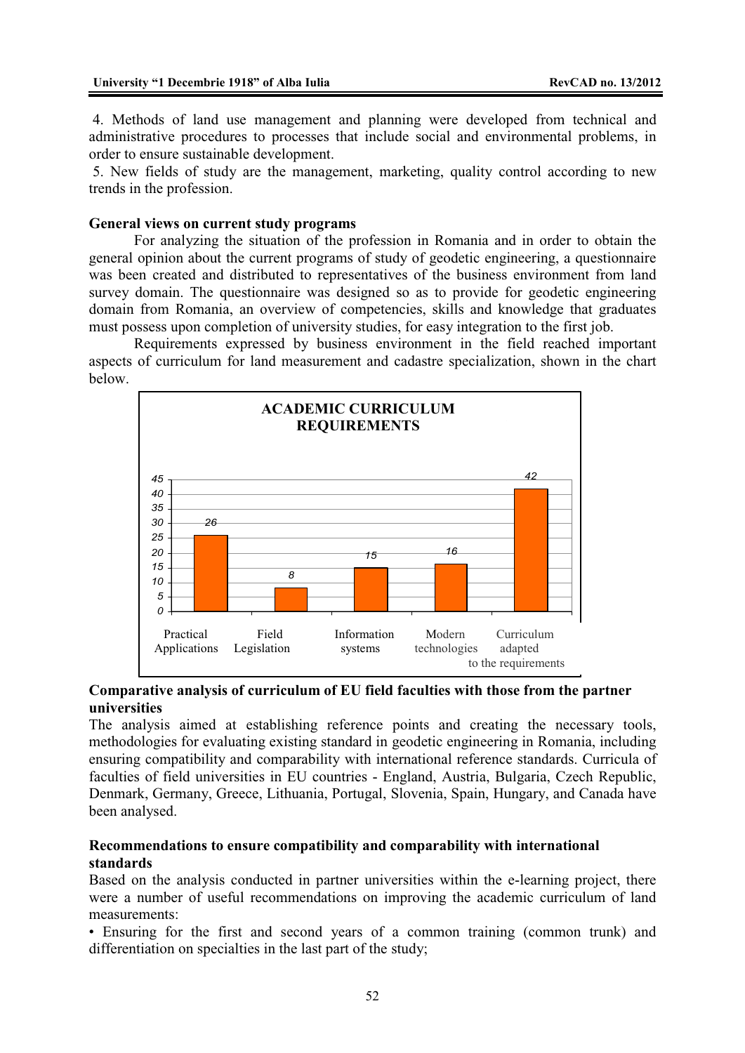4. Methods of land use management and planning were developed from technical and administrative procedures to processes that include social and environmental problems, in order to ensure sustainable development.

5. New fields of study are the management, marketing, quality control according to new trends in the profession.

**General views on current study programs**

For analyzing the situation of the profession in Romania and in order to obtain the general opinion about the current programs of study of geodetic engineering, a questionnaire was been created and distributed to representatives of the business environment from land survey domain. The questionnaire was designed so as to provide for geodetic engineering domain from Romania, an overview of competencies, skills and knowledge that graduates must possess upon completion of university studies, for easy integration to the first job.

Requirements expressed by business environment in the field reached important aspects of curriculum for land measurement and cadastre specialization, shown in the chart below.

**ACADEMIC CURRICULUM REQUIREMENTS**

| Category | Value |
| --- | --- |
| Practical Applications | 26 |
| Field Legislation | 8 |
| Information systems | 15 |
| Modern technologies | 16 |
| Curriculum adapted to the requirements | 42 |

**Comparative analysis of curriculum of EU field faculties with those from the partner universities**

The analysis aimed at establishing reference points and creating the necessary tools, methodologies for evaluating existing standard in geodetic engineering in Romania, including ensuring compatibility and comparability with international reference standards. Curricula of faculties of field universities in EU countries - England, Austria, Bulgaria, Czech Republic, Denmark, Germany, Greece, Lithuania, Portugal, Slovenia, Spain, Hungary, and Canada have been analysed.

**Recommendations to ensure compatibility and comparability with international standards**

Based on the analysis conducted in partner universities within the e-learning project, there were a number of useful recommendations on improving the academic curriculum of land measurements:

- Ensuring for the first and second years of a common training (common trunk) and differentiation on specialties in the last part of the study;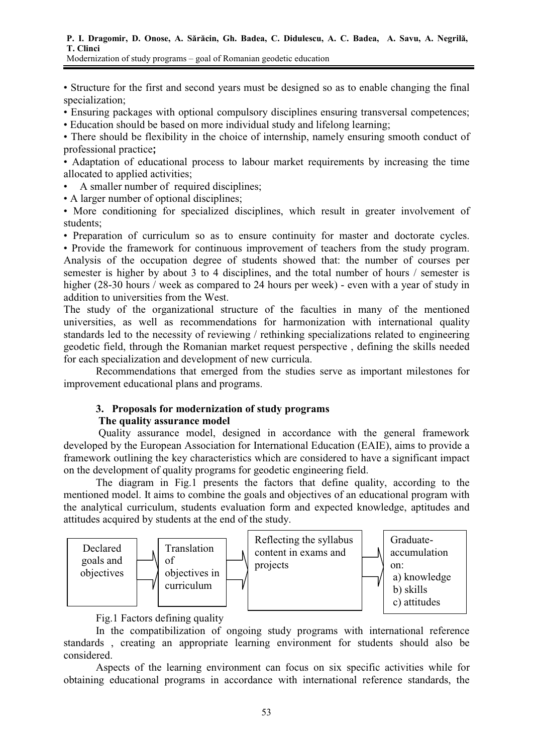• Structure for the first and second years must be designed so as to enable changing the final specialization;

• Ensuring packages with optional compulsory disciplines ensuring transversal competences;

• Education should be based on more individual study and lifelong learning;

• There should be flexibility in the choice of internship, namely ensuring smooth conduct of professional practice**;**

• Adaptation of educational process to labour market requirements by increasing the time allocated to applied activities;

• A smaller number of required disciplines;

• A larger number of optional disciplines;

• More conditioning for specialized disciplines, which result in greater involvement of students;

• Preparation of curriculum so as to ensure continuity for master and doctorate cycles.

• Provide the framework for continuous improvement of teachers from the study program.

Analysis of the occupation degree of students showed that: the number of courses per semester is higher by about 3 to 4 disciplines, and the total number of hours / semester is higher (28-30 hours / week as compared to 24 hours per week) - even with a year of study in addition to universities from the West.

The study of the organizational structure of the faculties in many of the mentioned universities, as well as recommendations for harmonization with international quality standards led to the necessity of reviewing / rethinking specializations related to engineering geodetic field, through the Romanian market request perspective , defining the skills needed for each specialization and development of new curricula.

Recommendations that emerged from the studies serve as important milestones for improvement educational plans and programs.

## 3. Proposals for modernization of study programs

### The quality assurance model

Quality assurance model, designed in accordance with the general framework developed by the European Association for International Education (EAIE), aims to provide a framework outlining the key characteristics which are considered to have a significant impact on the development of quality programs for geodetic engineering field.

The diagram in Fig.1 presents the factors that define quality, according to the mentioned model. It aims to combine the goals and objectives of an educational program with the analytical curriculum, students evaluation form and expected knowledge, aptitudes and attitudes acquired by students at the end of the study.

Declared goals and objectives → Translation of objectives in curriculum → Reflecting the syllabus content in exams and projects → Graduate-accumulation on: a) knowledge b) skills c) attitudes

Fig.1 Factors defining quality

In the compatibilization of ongoing study programs with international reference standards , creating an appropriate learning environment for students should also be considered.

Aspects of the learning environment can focus on six specific activities while for obtaining educational programs in accordance with international reference standards, the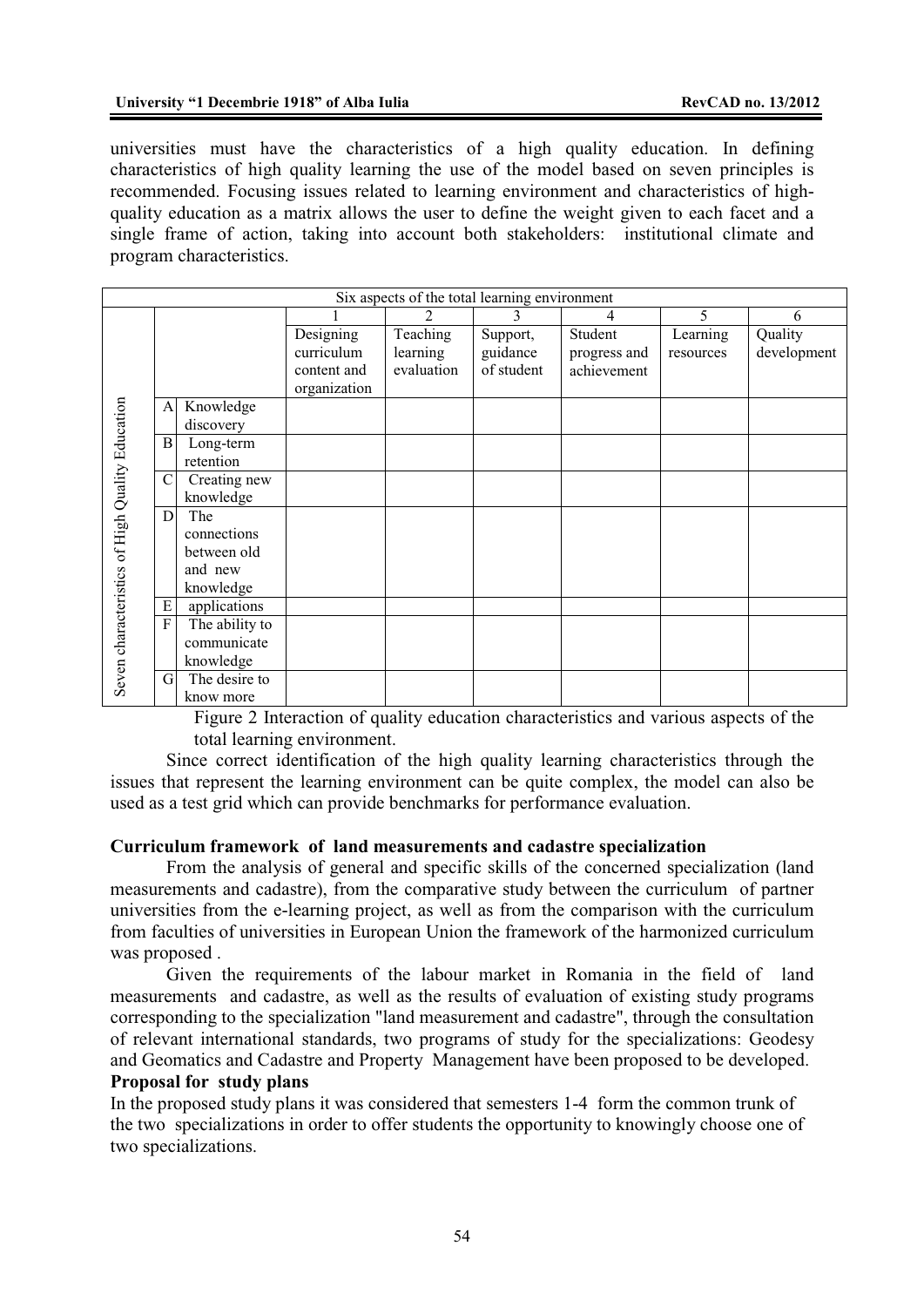universities must have the characteristics of a high quality education. In defining characteristics of high quality learning the use of the model based on seven principles is recommended. Focusing issues related to learning environment and characteristics of high-quality education as a matrix allows the user to define the weight given to each facet and a single frame of action, taking into account both stakeholders: institutional climate and program characteristics.

| | | | Six aspects of the total learning environment | | | | | |
|---|---|---|---|---|---|---|---|---|
| | | | 1 | 2 | 3 | 4 | 5 | 6 |
| | | | Designing curriculum content and organization | Teaching learning evaluation | Support, guidance of student | Student progress and achievement | Learning resources | Quality development |
| Seven characteristics of High Quality Education | A | Knowledge discovery | | | | | | |
| | B | Long-term retention | | | | | | |
| | C | Creating new knowledge | | | | | | |
| | D | The connections between old and new knowledge | | | | | | |
| | E | applications | | | | | | |
| | F | The ability to communicate knowledge | | | | | | |
| | G | The desire to know more | | | | | | |

Figure 2 Interaction of quality education characteristics and various aspects of the total learning environment.

Since correct identification of the high quality learning characteristics through the issues that represent the learning environment can be quite complex, the model can also be used as a test grid which can provide benchmarks for performance evaluation.

**Curriculum framework of land measurements and cadastre specialization**

From the analysis of general and specific skills of the concerned specialization (land measurements and cadastre), from the comparative study between the curriculum of partner universities from the e-learning project, as well as from the comparison with the curriculum from faculties of universities in European Union the framework of the harmonized curriculum was proposed .

Given the requirements of the labour market in Romania in the field of land measurements and cadastre, as well as the results of evaluation of existing study programs corresponding to the specialization "land measurement and cadastre", through the consultation of relevant international standards, two programs of study for the specializations: Geodesy and Geomatics and Cadastre and Property Management have been proposed to be developed.

**Proposal for study plans**

In the proposed study plans it was considered that semesters 1-4 form the common trunk of the two specializations in order to offer students the opportunity to knowingly choose one of two specializations.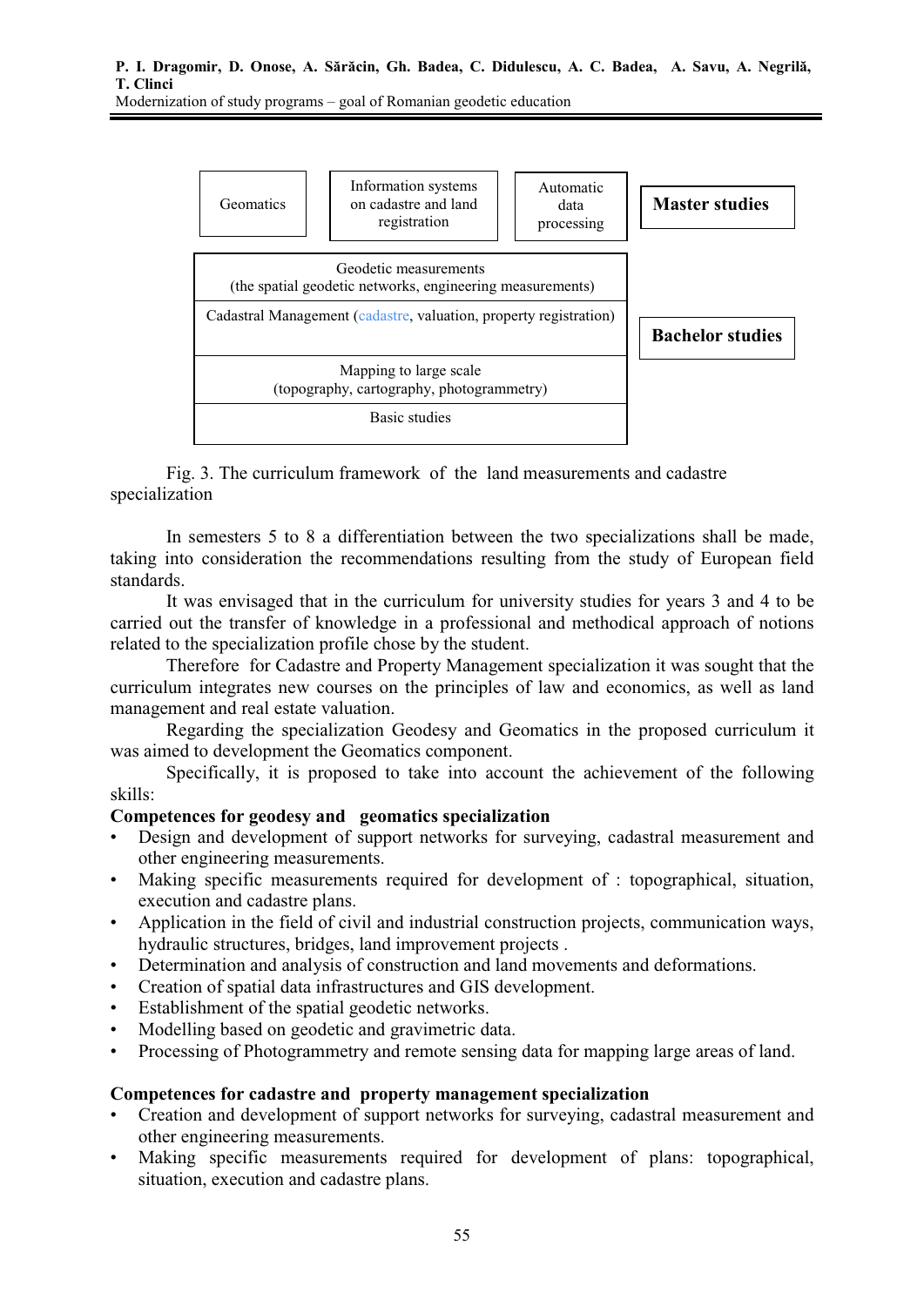| | | | |
|---|---|---|---|
| Geomatics | Information systems on cadastre and land registration | Automatic data processing | **Master studies** |
| Geodetic measurements (the spatial geodetic networks, engineering measurements) | | | **Bachelor studies** |
| Cadastral Management (cadastre, valuation, property registration) | | | |
| Mapping to large scale (topography, cartography, photogrammetry) | | | |
| Basic studies | | | |

Fig. 3. The curriculum framework of the land measurements and cadastre specialization

In semesters 5 to 8 a differentiation between the two specializations shall be made, taking into consideration the recommendations resulting from the study of European field standards.

It was envisaged that in the curriculum for university studies for years 3 and 4 to be carried out the transfer of knowledge in a professional and methodical approach of notions related to the specialization profile chose by the student.

Therefore for Cadastre and Property Management specialization it was sought that the curriculum integrates new courses on the principles of law and economics, as well as land management and real estate valuation.

Regarding the specialization Geodesy and Geomatics in the proposed curriculum it was aimed to development the Geomatics component.

Specifically, it is proposed to take into account the achievement of the following skills:

**Competences for geodesy and geomatics specialization**

- Design and development of support networks for surveying, cadastral measurement and other engineering measurements.
- Making specific measurements required for development of : topographical, situation, execution and cadastre plans.
- Application in the field of civil and industrial construction projects, communication ways, hydraulic structures, bridges, land improvement projects .
- Determination and analysis of construction and land movements and deformations.
- Creation of spatial data infrastructures and GIS development.
- Establishment of the spatial geodetic networks.
- Modelling based on geodetic and gravimetric data.
- Processing of Photogrammetry and remote sensing data for mapping large areas of land.

**Competences for cadastre and property management specialization**

- Creation and development of support networks for surveying, cadastral measurement and other engineering measurements.
- Making specific measurements required for development of plans: topographical, situation, execution and cadastre plans.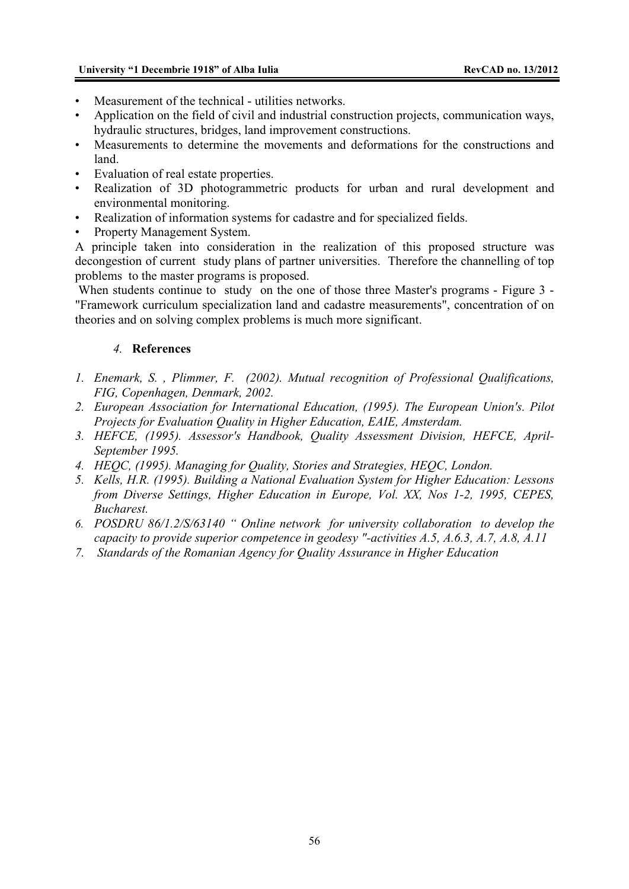- Measurement of the technical - utilities networks.
- Application on the field of civil and industrial construction projects, communication ways, hydraulic structures, bridges, land improvement constructions.
- Measurements to determine the movements and deformations for the constructions and land.
- Evaluation of real estate properties.
- Realization of 3D photogrammetric products for urban and rural development and environmental monitoring.
- Realization of information systems for cadastre and for specialized fields.
- Property Management System.

A principle taken into consideration in the realization of this proposed structure was decongestion of current study plans of partner universities. Therefore the channelling of top problems to the master programs is proposed.

When students continue to study on the one of those three Master's programs - Figure 3 - "Framework curriculum specialization land and cadastre measurements", concentration of on theories and on solving complex problems is much more significant.

## *4.* References

1. *Enemark, S. , Plimmer, F. (2002). Mutual recognition of Professional Qualifications, FIG, Copenhagen, Denmark, 2002.*
2. *European Association for International Education, (1995). The European Union's. Pilot Projects for Evaluation Quality in Higher Education, EAIE, Amsterdam.*
3. *HEFCE, (1995). Assessor's Handbook, Quality Assessment Division, HEFCE, April-September 1995.*
4. *HEQC, (1995). Managing for Quality, Stories and Strategies, HEQC, London.*
5. *Kells, H.R. (1995). Building a National Evaluation System for Higher Education: Lessons from Diverse Settings, Higher Education in Europe, Vol. XX, Nos 1-2, 1995, CEPES, Bucharest.*
6. *POSDRU 86/1.2/S/63140 " Online network for university collaboration to develop the capacity to provide superior competence in geodesy "-activities A.5, A.6.3, A.7, A.8, A.11*
7. *Standards of the Romanian Agency for Quality Assurance in Higher Education*